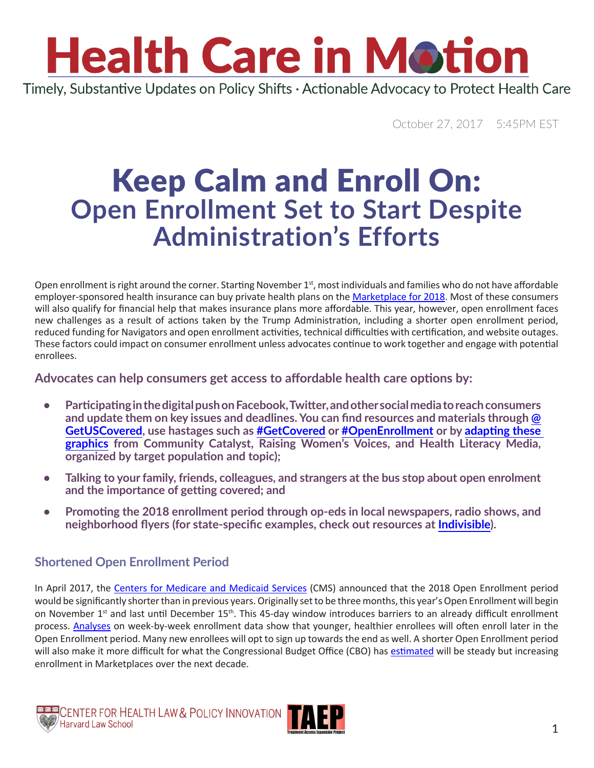# Health Care in Motion

Timely, Substantive Updates on Policy Shifts · Actionable Advocacy to Protect Health Care

October 27, 2017 5:45PM EST

# Keep Calm and Enroll On:
## Open Enrollment Set to Start Despite Administration's Efforts

Open enrollment is right around the corner. Starting November 1st, most individuals and families who do not have affordable employer-sponsored health insurance can buy private health plans on the Marketplace for 2018. Most of these consumers will also qualify for financial help that makes insurance plans more affordable. This year, however, open enrollment faces new challenges as a result of actions taken by the Trump Administration, including a shorter open enrollment period, reduced funding for Navigators and open enrollment activities, technical difficulties with certification, and website outages. These factors could impact on consumer enrollment unless advocates continue to work together and engage with potential enrollees.

### Advocates can help consumers get access to affordable health care options by:

- **Participating in the digital push on Facebook, Twitter, and other social media to reach consumers and update them on key issues and deadlines. You can find resources and materials through @GetUSCovered, use hastages such as #GetCovered or #OpenEnrollment or by adapting these graphics from Community Catalyst, Raising Women's Voices, and Health Literacy Media, organized by target population and topic);**
- **Talking to your family, friends, colleagues, and strangers at the bus stop about open enrolment and the importance of getting covered; and**
- **Promoting the 2018 enrollment period through op-eds in local newspapers, radio shows, and neighborhood flyers (for state-specific examples, check out resources at Indivisible).**

### Shortened Open Enrollment Period

In April 2017, the Centers for Medicare and Medicaid Services (CMS) announced that the 2018 Open Enrollment period would be significantly shorter than in previous years. Originally set to be three months, this year's Open Enrollment will begin on November 1st and last until December 15th. This 45-day window introduces barriers to an already difficult enrollment process. Analyses on week-by-week enrollment data show that younger, healthier enrollees will often enroll later in the Open Enrollment period. Many new enrollees will opt to sign up towards the end as well. A shorter Open Enrollment period will also make it more difficult for what the Congressional Budget Office (CBO) has estimated will be steady but increasing enrollment in Marketplaces over the next decade.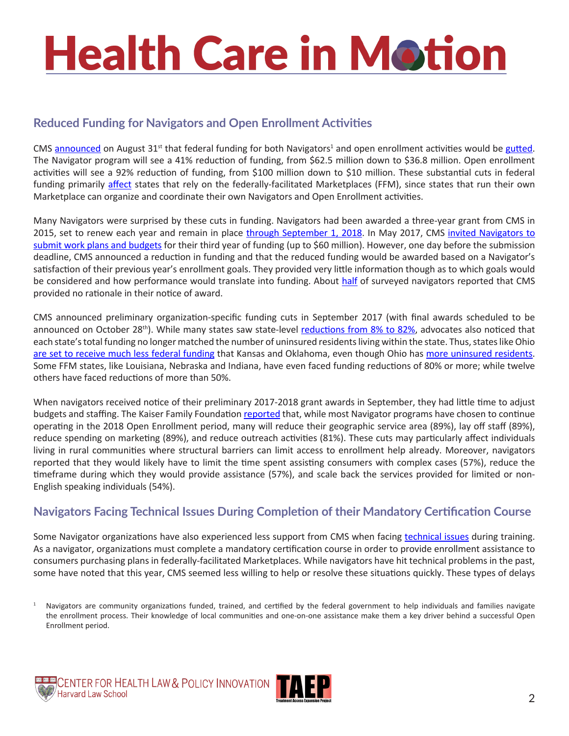## Reduced Funding for Navigators and Open Enrollment Activities

CMS announced on August 31st that federal funding for both Navigators[1] and open enrollment activities would be gutted. The Navigator program will see a 41% reduction of funding, from $62.5 million down to $36.8 million. Open enrollment activities will see a 92% reduction of funding, from $100 million down to $10 million. These substantial cuts in federal funding primarily affect states that rely on the federally-facilitated Marketplaces (FFM), since states that run their own Marketplace can organize and coordinate their own Navigators and Open Enrollment activities.

Many Navigators were surprised by these cuts in funding. Navigators had been awarded a three-year grant from CMS in 2015, set to renew each year and remain in place through September 1, 2018. In May 2017, CMS invited Navigators to submit work plans and budgets for their third year of funding (up to $60 million). However, one day before the submission deadline, CMS announced a reduction in funding and that the reduced funding would be awarded based on a Navigator's satisfaction of their previous year's enrollment goals. They provided very little information though as to which goals would be considered and how performance would translate into funding. About half of surveyed navigators reported that CMS provided no rationale in their notice of award.

CMS announced preliminary organization-specific funding cuts in September 2017 (with final awards scheduled to be announced on October 28th). While many states saw state-level reductions from 8% to 82%, advocates also noticed that each state's total funding no longer matched the number of uninsured residents living within the state. Thus, states like Ohio are set to receive much less federal funding that Kansas and Oklahoma, even though Ohio has more uninsured residents. Some FFM states, like Louisiana, Nebraska and Indiana, have even faced funding reductions of 80% or more; while twelve others have faced reductions of more than 50%.

When navigators received notice of their preliminary 2017-2018 grant awards in September, they had little time to adjust budgets and staffing. The Kaiser Family Foundation reported that, while most Navigator programs have chosen to continue operating in the 2018 Open Enrollment period, many will reduce their geographic service area (89%), lay off staff (89%), reduce spending on marketing (89%), and reduce outreach activities (81%). These cuts may particularly affect individuals living in rural communities where structural barriers can limit access to enrollment help already. Moreover, navigators reported that they would likely have to limit the time spent assisting consumers with complex cases (57%), reduce the timeframe during which they would provide assistance (57%), and scale back the services provided for limited or non-English speaking individuals (54%).

## Navigators Facing Technical Issues During Completion of their Mandatory Certification Course

Some Navigator organizations have also experienced less support from CMS when facing technical issues during training. As a navigator, organizations must complete a mandatory certification course in order to provide enrollment assistance to consumers purchasing plans in federally-facilitated Marketplaces. While navigators have hit technical problems in the past, some have noted that this year, CMS seemed less willing to help or resolve these situations quickly. These types of delays

[1] Navigators are community organizations funded, trained, and certified by the federal government to help individuals and families navigate the enrollment process. Their knowledge of local communities and one-on-one assistance make them a key driver behind a successful Open Enrollment period.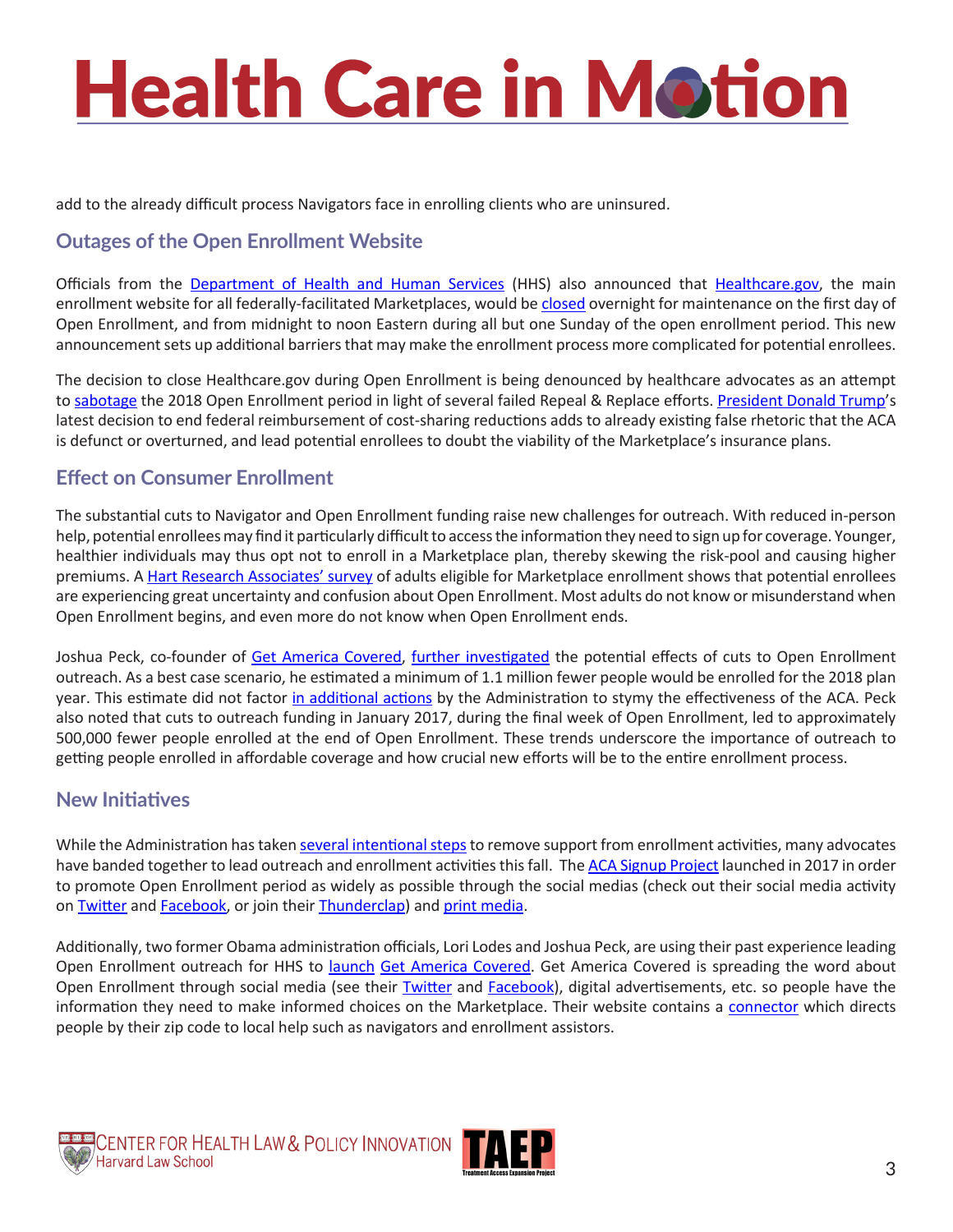add to the already difficult process Navigators face in enrolling clients who are uninsured.

## Outages of the Open Enrollment Website

Officials from the Department of Health and Human Services (HHS) also announced that Healthcare.gov, the main enrollment website for all federally-facilitated Marketplaces, would be closed overnight for maintenance on the first day of Open Enrollment, and from midnight to noon Eastern during all but one Sunday of the open enrollment period. This new announcement sets up additional barriers that may make the enrollment process more complicated for potential enrollees.

The decision to close Healthcare.gov during Open Enrollment is being denounced by healthcare advocates as an attempt to sabotage the 2018 Open Enrollment period in light of several failed Repeal & Replace efforts. President Donald Trump's latest decision to end federal reimbursement of cost-sharing reductions adds to already existing false rhetoric that the ACA is defunct or overturned, and lead potential enrollees to doubt the viability of the Marketplace's insurance plans.

## Effect on Consumer Enrollment

The substantial cuts to Navigator and Open Enrollment funding raise new challenges for outreach. With reduced in-person help, potential enrollees may find it particularly difficult to access the information they need to sign up for coverage. Younger, healthier individuals may thus opt not to enroll in a Marketplace plan, thereby skewing the risk-pool and causing higher premiums. A Hart Research Associates' survey of adults eligible for Marketplace enrollment shows that potential enrollees are experiencing great uncertainty and confusion about Open Enrollment. Most adults do not know or misunderstand when Open Enrollment begins, and even more do not know when Open Enrollment ends.

Joshua Peck, co-founder of Get America Covered, further investigated the potential effects of cuts to Open Enrollment outreach. As a best case scenario, he estimated a minimum of 1.1 million fewer people would be enrolled for the 2018 plan year. This estimate did not factor in additional actions by the Administration to stymy the effectiveness of the ACA. Peck also noted that cuts to outreach funding in January 2017, during the final week of Open Enrollment, led to approximately 500,000 fewer people enrolled at the end of Open Enrollment. These trends underscore the importance of outreach to getting people enrolled in affordable coverage and how crucial new efforts will be to the entire enrollment process.

## New Initiatives

While the Administration has taken several intentional steps to remove support from enrollment activities, many advocates have banded together to lead outreach and enrollment activities this fall. The ACA Signup Project launched in 2017 in order to promote Open Enrollment period as widely as possible through the social medias (check out their social media activity on Twitter and Facebook, or join their Thunderclap) and print media.

Additionally, two former Obama administration officials, Lori Lodes and Joshua Peck, are using their past experience leading Open Enrollment outreach for HHS to launch Get America Covered. Get America Covered is spreading the word about Open Enrollment through social media (see their Twitter and Facebook), digital advertisements, etc. so people have the information they need to make informed choices on the Marketplace. Their website contains a connector which directs people by their zip code to local help such as navigators and enrollment assistors.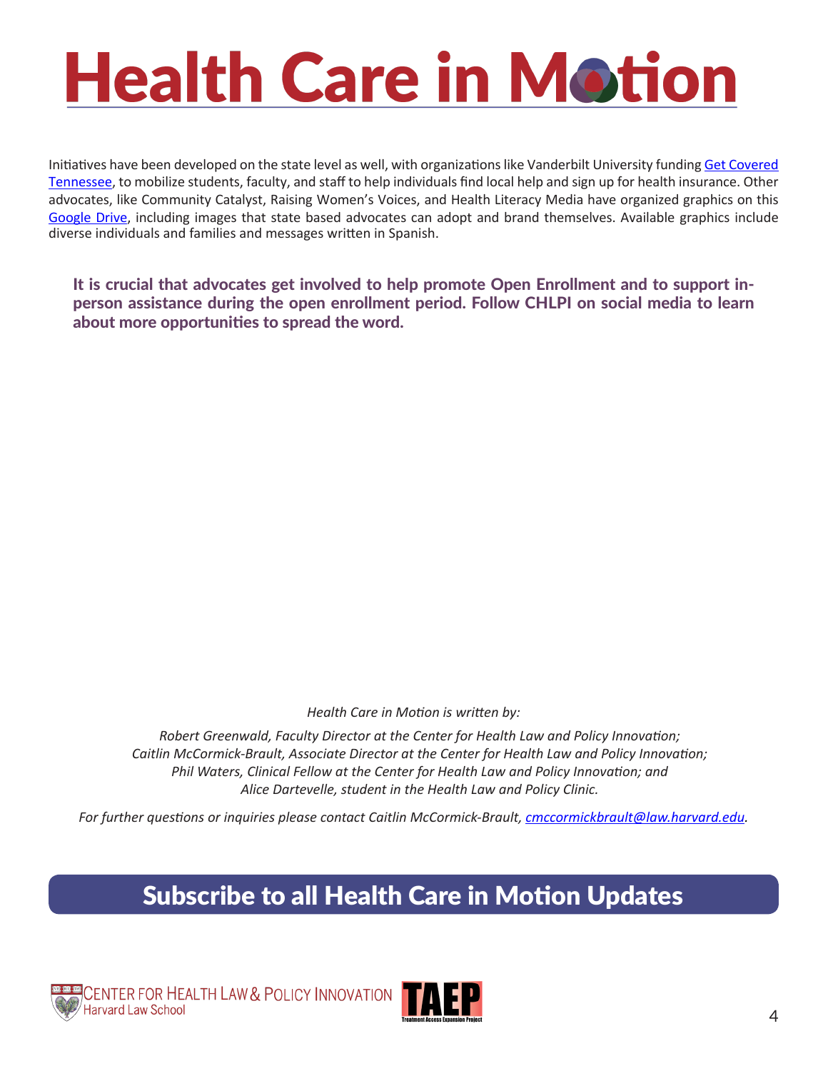# Health Care in Motion

Initiatives have been developed on the state level as well, with organizations like Vanderbilt University funding Get Covered Tennessee, to mobilize students, faculty, and staff to help individuals find local help and sign up for health insurance. Other advocates, like Community Catalyst, Raising Women's Voices, and Health Literacy Media have organized graphics on this Google Drive, including images that state based advocates can adopt and brand themselves. Available graphics include diverse individuals and families and messages written in Spanish.

**It is crucial that advocates get involved to help promote Open Enrollment and to support in-person assistance during the open enrollment period. Follow CHLPI on social media to learn about more opportunities to spread the word.**

*Health Care in Motion is written by:*

*Robert Greenwald, Faculty Director at the Center for Health Law and Policy Innovation;*
*Caitlin McCormick-Brault, Associate Director at the Center for Health Law and Policy Innovation;*
*Phil Waters, Clinical Fellow at the Center for Health Law and Policy Innovation; and*
*Alice Dartevelle, student in the Health Law and Policy Clinic.*

*For further questions or inquiries please contact Caitlin McCormick-Brault, cmccormickbrault@law.harvard.edu.*

## Subscribe to all Health Care in Motion Updates

Center for Health Law & Policy Innovation
Harvard Law School

TAEP
Treatment Access Expansion Project